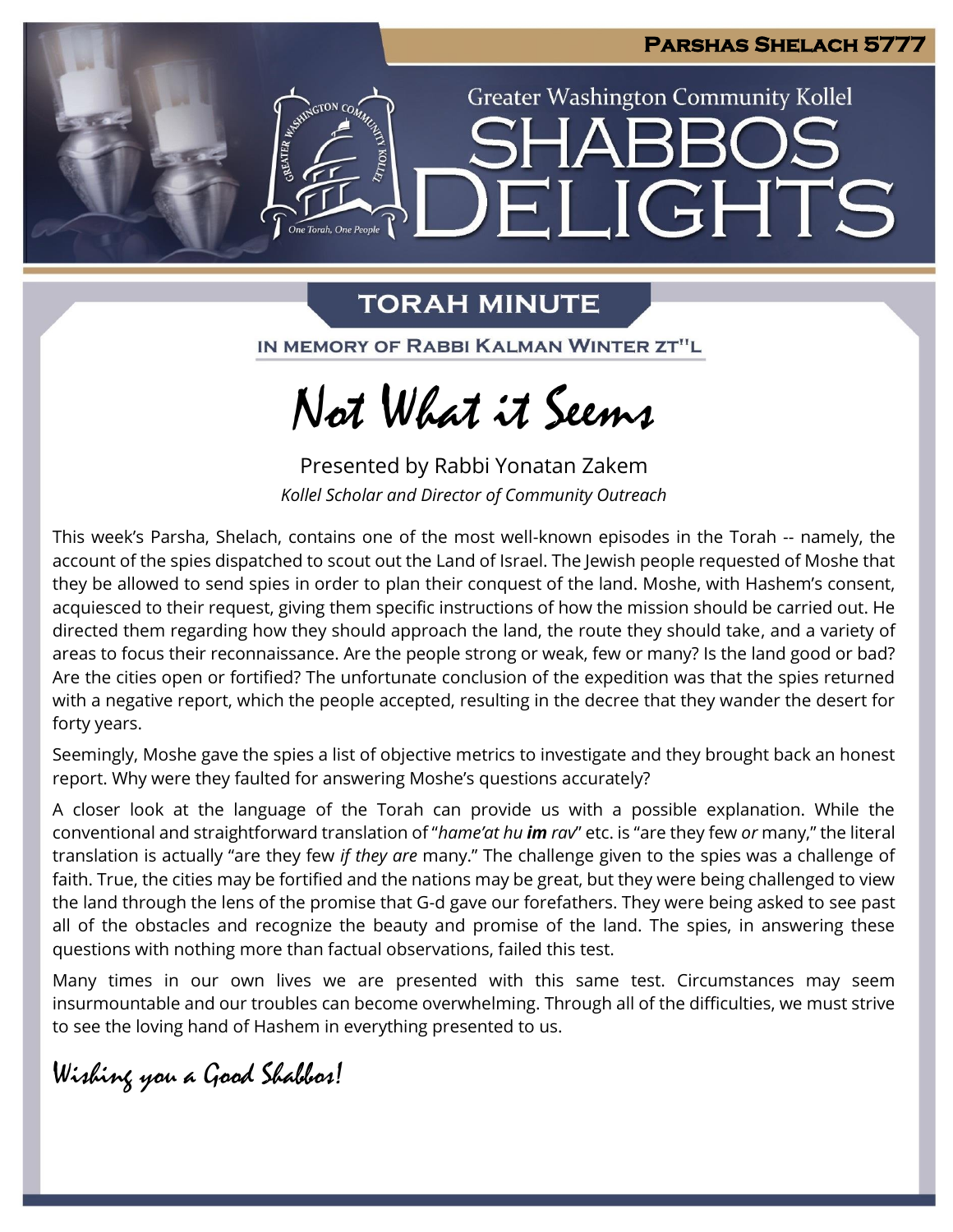Parshas Shelach 5777

Greater Washington Community Kollel

# SHABBOS DELIGHTS

## TORAH MINUTE

IN MEMORY OF RABBI KALMAN WINTER ZT"L

# Not What it Seems

Presented by Rabbi Yonatan Zakem

*Kollel Scholar and Director of Community Outreach*

This week's Parsha, Shelach, contains one of the most well-known episodes in the Torah -- namely, the account of the spies dispatched to scout out the Land of Israel. The Jewish people requested of Moshe that they be allowed to send spies in order to plan their conquest of the land. Moshe, with Hashem's consent, acquiesced to their request, giving them specific instructions of how the mission should be carried out. He directed them regarding how they should approach the land, the route they should take, and a variety of areas to focus their reconnaissance. Are the people strong or weak, few or many? Is the land good or bad? Are the cities open or fortified? The unfortunate conclusion of the expedition was that the spies returned with a negative report, which the people accepted, resulting in the decree that they wander the desert for forty years.

Seemingly, Moshe gave the spies a list of objective metrics to investigate and they brought back an honest report. Why were they faulted for answering Moshe's questions accurately?

A closer look at the language of the Torah can provide us with a possible explanation. While the conventional and straightforward translation of "*hame'at hu **im** rav*" etc. is "are they few *or* many," the literal translation is actually "are they few *if they are* many." The challenge given to the spies was a challenge of faith. True, the cities may be fortified and the nations may be great, but they were being challenged to view the land through the lens of the promise that G-d gave our forefathers. They were being asked to see past all of the obstacles and recognize the beauty and promise of the land. The spies, in answering these questions with nothing more than factual observations, failed this test.

Many times in our own lives we are presented with this same test. Circumstances may seem insurmountable and our troubles can become overwhelming. Through all of the difficulties, we must strive to see the loving hand of Hashem in everything presented to us.

*Wishing you a Good Shabbos!*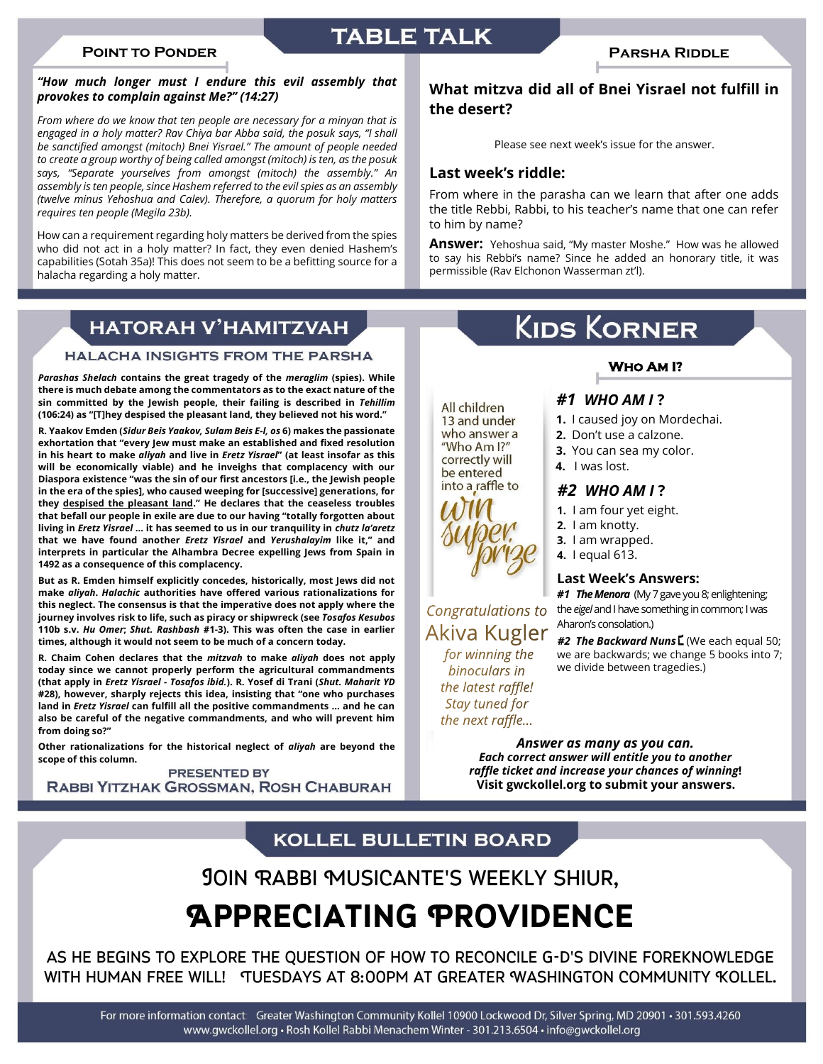# TABLE TALK

## Point to Ponder

***"How much longer must I endure this evil assembly that provokes to complain against Me?" (14:27)***

*From where do we know that ten people are necessary for a minyan that is engaged in a holy matter? Rav Chiya bar Abba said, the posuk says, "I shall be sanctified amongst (mitoch) Bnei Yisrael." The amount of people needed to create a group worthy of being called amongst (mitoch) is ten, as the posuk says, "Separate yourselves from amongst (mitoch) the assembly." An assembly is ten people, since Hashem referred to the evil spies as an assembly (twelve minus Yehoshua and Calev). Therefore, a quorum for holy matters requires ten people (Megila 23b).*

How can a requirement regarding holy matters be derived from the spies who did not act in a holy matter? In fact, they even denied Hashem's capabilities (Sotah 35a)! This does not seem to be a befitting source for a halacha regarding a holy matter.

## Parsha Riddle

**What mitzva did all of Bnei Yisrael not fulfill in the desert?**

Please see next week's issue for the answer.

### Last week's riddle:

From where in the parasha can we learn that after one adds the title Rebbi, Rabbi, to his teacher's name that one can refer to him by name?

**Answer:** Yehoshua said, "My master Moshe." How was he allowed to say his Rebbi's name? Since he added an honorary title, it was permissible (Rav Elchonon Wasserman zt'l).

# HATORAH V'HAMITZVAH

## HALACHA INSIGHTS FROM THE PARSHA

***Parashas Shelach* contains the great tragedy of the *meraglim* (spies). While there is much debate among the commentators as to the exact nature of the sin committed by the Jewish people, their failing is described in *Tehillim* (106:24) as "[T]hey despised the pleasant land, they believed not his word."**

**R. Yaakov Emden (*Sidur Beis Yaakov, Sulam Beis E-l, os* 6) makes the passionate exhortation that "every Jew must make an established and fixed resolution in his heart to make *aliyah* and live in *Eretz Yisrael*" (at least insofar as this will be economically viable) and he inveighs that complacency with our Diaspora existence "was the sin of our first ancestors [i.e., the Jewish people in the era of the spies], who caused weeping for [successive] generations, for they despised the pleasant land." He declares that the ceaseless troubles that befall our people in exile are due to our having "totally forgotten about living in *Eretz Yisrael* ... it has seemed to us in our tranquility in *chutz la'aretz* that we have found another *Eretz Yisrael* and *Yerushalayim* like it," and interprets in particular the Alhambra Decree expelling Jews from Spain in 1492 as a consequence of this complacency.**

**But as R. Emden himself explicitly concedes, historically, most Jews did not make *aliyah*. *Halachic* authorities have offered various rationalizations for this neglect. The consensus is that the imperative does not apply where the journey involves risk to life, such as piracy or shipwreck (see *Tosafos Kesubos* 110b s.v. *Hu Omer*; *Shut. Rashbash* #1-3). This was often the case in earlier times, although it would not seem to be much of a concern today.**

**R. Chaim Cohen declares that the *mitzvah* to make *aliyah* does not apply today since we cannot properly perform the agricultural commandments (that apply in *Eretz Yisrael* - *Tosafos ibid.*). R. Yosef di Trani (*Shut. Maharit YD* #28), however, sharply rejects this idea, insisting that "one who purchases land in *Eretz Yisrael* can fulfill all the positive commandments ... and he can also be careful of the negative commandments, and who will prevent him from doing so?"**

**Other rationalizations for the historical neglect of *aliyah* are beyond the scope of this column.**

PRESENTED BY
RABBI YITZHAK GROSSMAN, ROSH CHABURAH

# Kids Korner

## Who Am I?

All children 13 and under who answer a "Who Am I?" correctly will be entered into a raffle to win super prize

*Congratulations to* Akiva Kugler *for winning the binoculars in the latest raffle! Stay tuned for the next raffle...*

### #1 WHO AM I ?

1. I caused joy on Mordechai.
2. Don't use a calzone.
3. You can sea my color.
4. I was lost.

### #2 WHO AM I ?

1. I am four yet eight.
2. I am knotty.
3. I am wrapped.
4. I equal 613.

### Last Week's Answers:

***#1 The Menora*** (My 7 gave you 8; enlightening; the *eigel* and I have something in common; I was Aharon's consolation.)

***#2 The Backward Nuns*** (We each equal 50; we are backwards; we change 5 books into 7; we divide between tragedies.)

***Answer as many as you can.***
***Each correct answer will entitle you to another raffle ticket and increase your chances of winning!***
**Visit gwckollel.org to submit your answers.**

# KOLLEL BULLETIN BOARD

## JOIN RABBI MUSICANTE'S WEEKLY SHIUR,

# APPRECIATING PROVIDENCE

AS HE BEGINS TO EXPLORE THE QUESTION OF HOW TO RECONCILE G-D'S DIVINE FOREKNOWLEDGE WITH HUMAN FREE WILL! TUESDAYS AT 8:00PM AT GREATER WASHINGTON COMMUNITY KOLLEL.

For more information contact: Greater Washington Community Kollel 10900 Lockwood Dr, Silver Spring, MD 20901 • 301.593.4260
www.gwckollel.org • Rosh Kollel Rabbi Menachem Winter - 301.213.6504 • info@gwckollel.org